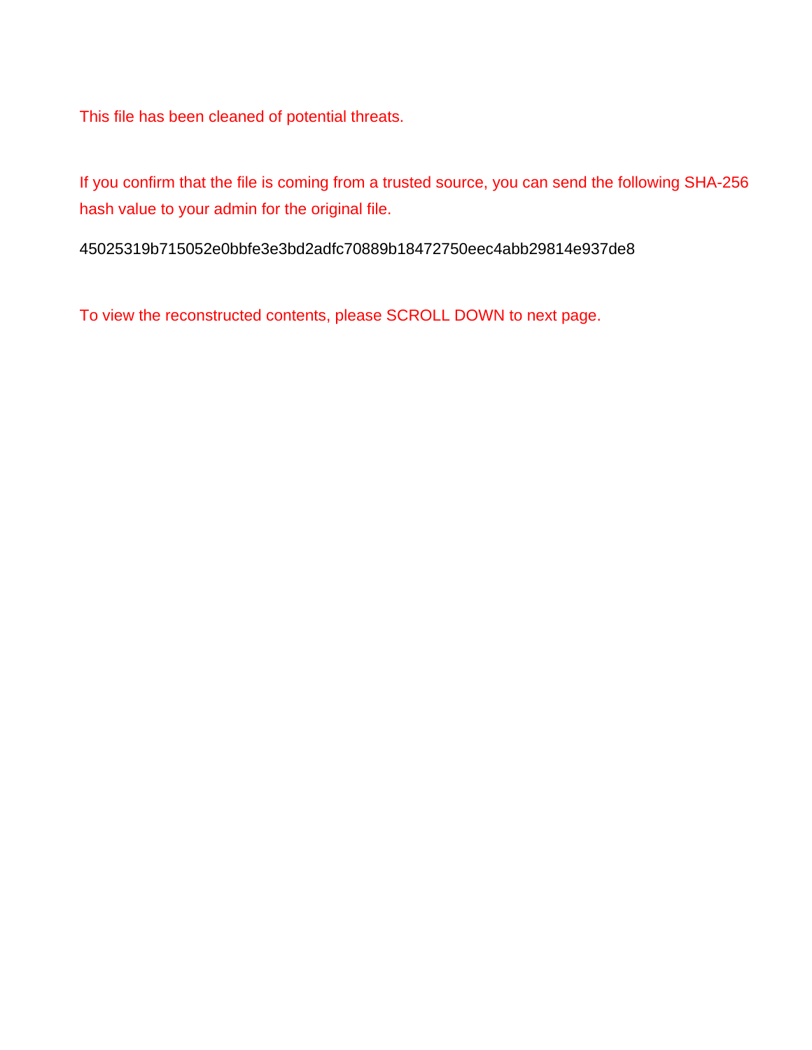This file has been cleaned of potential threats.

If you confirm that the file is coming from a trusted source, you can send the following SHA-256 hash value to your admin for the original file.

45025319b715052e0bbfe3e3bd2adfc70889b18472750eec4abb29814e937de8

To view the reconstructed contents, please SCROLL DOWN to next page.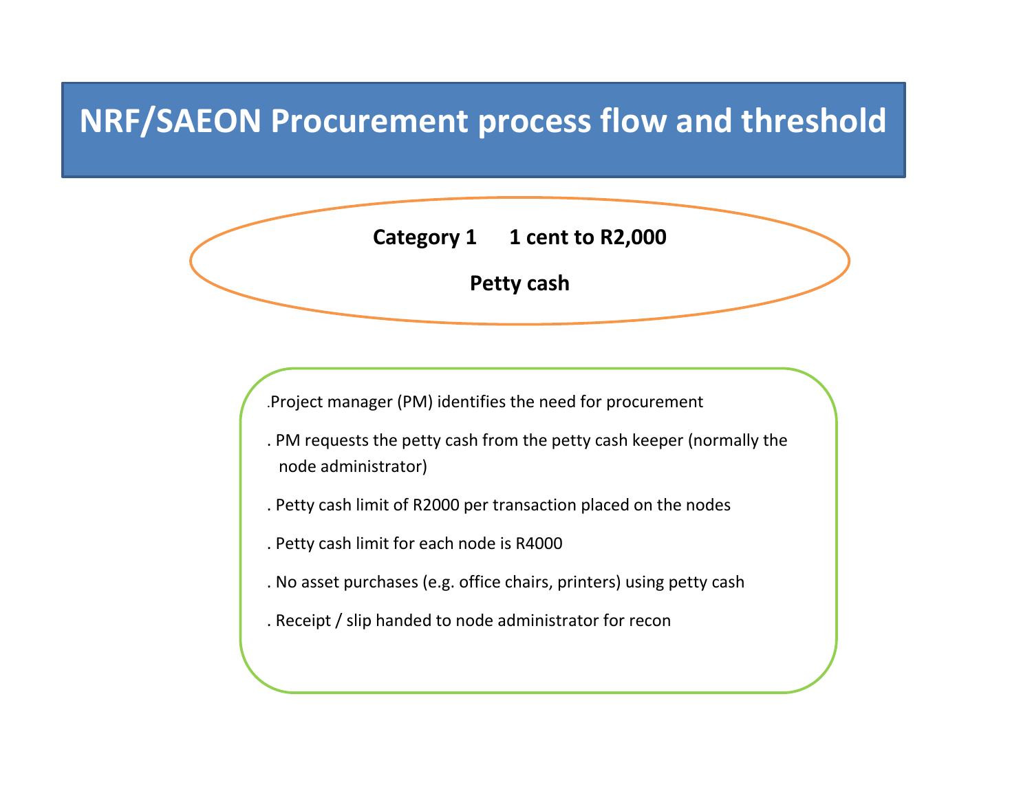# NRF/SAEON Procurement process flow and threshold

**Category 1 1 cent to R2,000**

**Petty cash**

- Project manager (PM) identifies the need for procurement
- PM requests the petty cash from the petty cash keeper (normally the node administrator)
- Petty cash limit of R2000 per transaction placed on the nodes
- Petty cash limit for each node is R4000
- No asset purchases (e.g. office chairs, printers) using petty cash
- Receipt / slip handed to node administrator for recon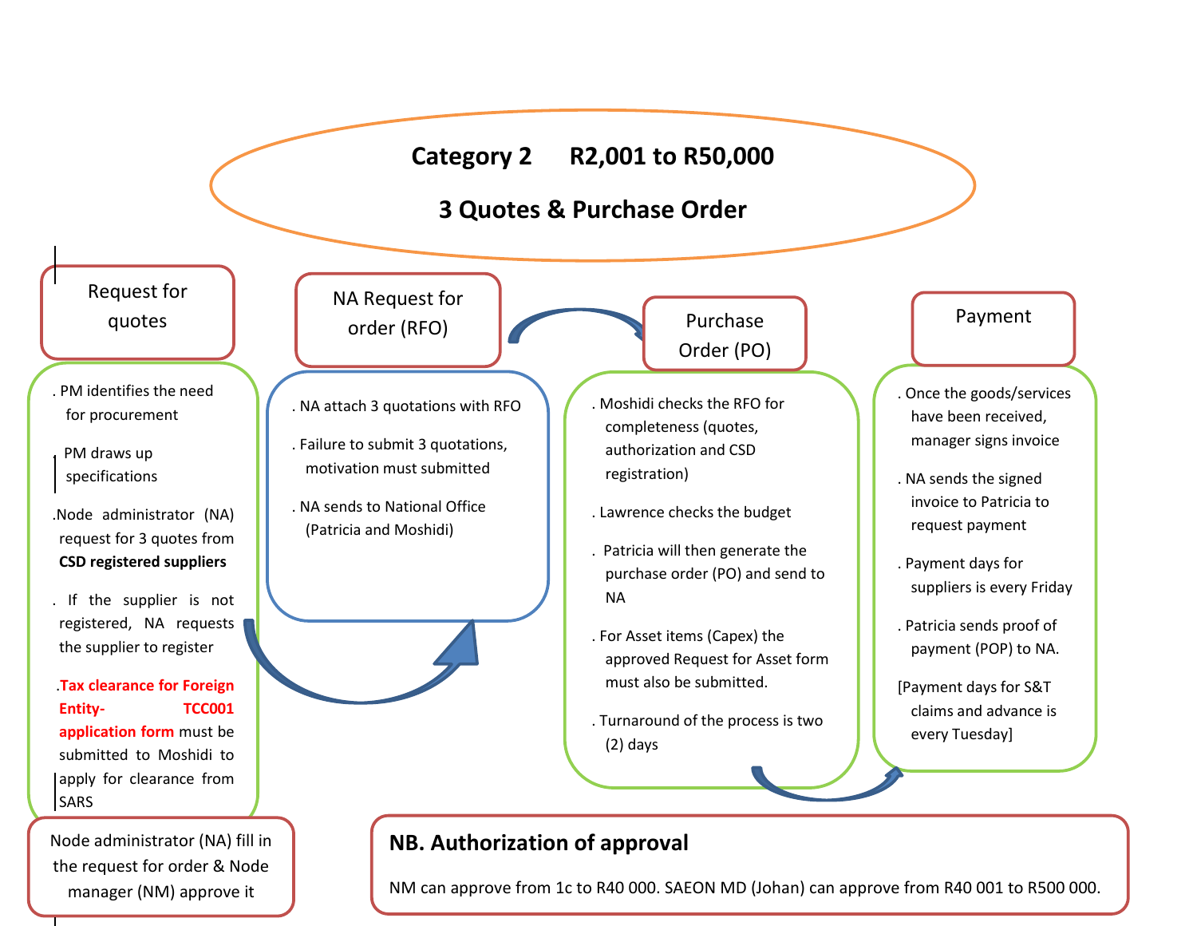# Category 2 R2,001 to R50,000

## 3 Quotes & Purchase Order

### Request for quotes

- . PM identifies the need for procurement
- PM draws up specifications
- .Node administrator (NA) request for 3 quotes from **CSD registered suppliers**
- . If the supplier is not registered, NA requests the supplier to register
- **.Tax clearance for Foreign Entity- TCC001 application form** must be submitted to Moshidi to apply for clearance from SARS

Node administrator (NA) fill in the request for order & Node manager (NM) approve it

### NA Request for order (RFO)

- . NA attach 3 quotations with RFO
- . Failure to submit 3 quotations, motivation must submitted
- . NA sends to National Office (Patricia and Moshidi)

### Purchase Order (PO)

- . Moshidi checks the RFO for completeness (quotes, authorization and CSD registration)
- . Lawrence checks the budget
- . Patricia will then generate the purchase order (PO) and send to NA
- . For Asset items (Capex) the approved Request for Asset form must also be submitted.
- . Turnaround of the process is two (2) days

### Payment

- . Once the goods/services have been received, manager signs invoice
- . NA sends the signed invoice to Patricia to request payment
- . Payment days for suppliers is every Friday
- . Patricia sends proof of payment (POP) to NA.
- [Payment days for S&T claims and advance is every Tuesday]

**NB. Authorization of approval**

NM can approve from 1c to R40 000. SAEON MD (Johan) can approve from R40 001 to R500 000.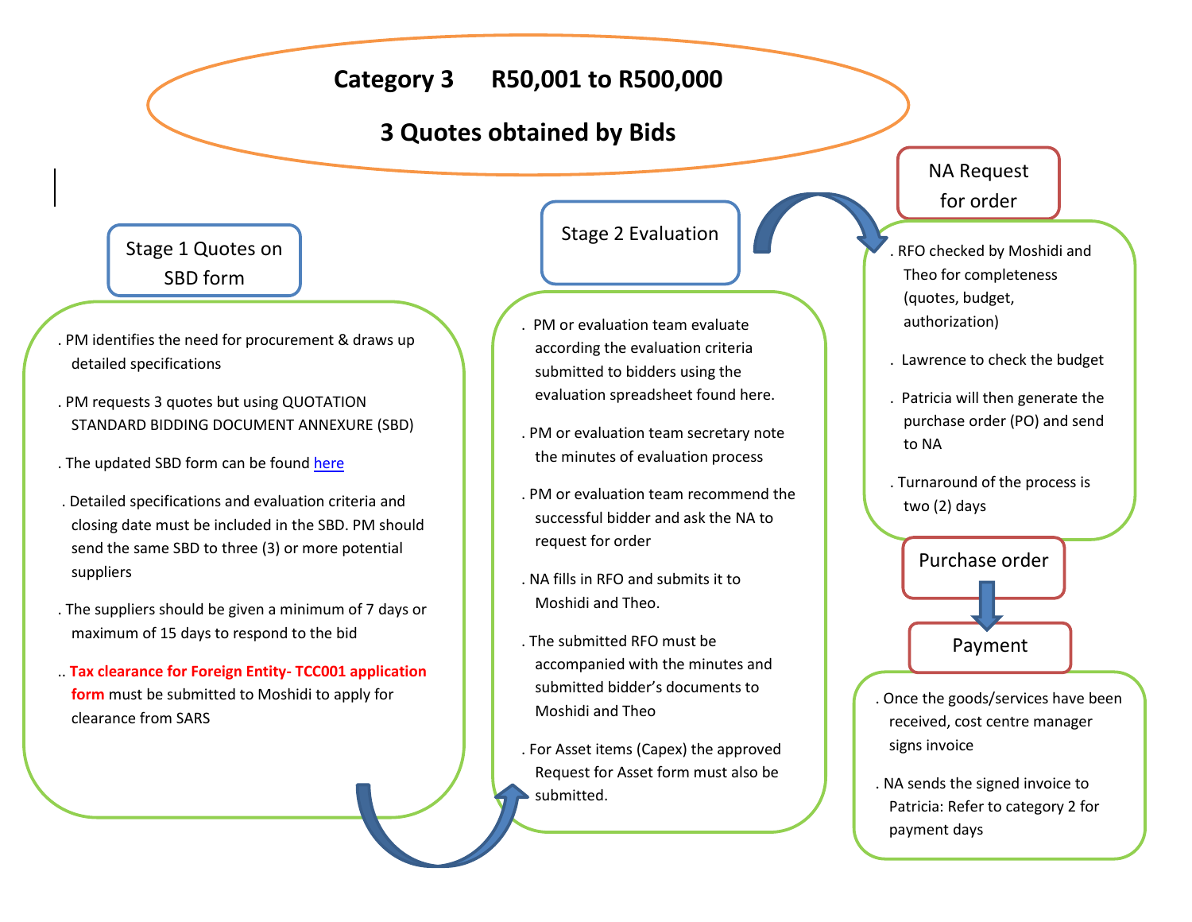# Category 3 R50,001 to R500,000

## 3 Quotes obtained by Bids

### Stage 1 Quotes on SBD form

. PM identifies the need for procurement & draws up detailed specifications

. PM requests 3 quotes but using QUOTATION STANDARD BIDDING DOCUMENT ANNEXURE (SBD)

. The updated SBD form can be found here

. Detailed specifications and evaluation criteria and closing date must be included in the SBD. PM should send the same SBD to three (3) or more potential suppliers

. The suppliers should be given a minimum of 7 days or maximum of 15 days to respond to the bid

.. **Tax clearance for Foreign Entity- TCC001 application form** must be submitted to Moshidi to apply for clearance from SARS

### Stage 2 Evaluation

. PM or evaluation team evaluate according the evaluation criteria submitted to bidders using the evaluation spreadsheet found here.

. PM or evaluation team secretary note the minutes of evaluation process

. PM or evaluation team recommend the successful bidder and ask the NA to request for order

. NA fills in RFO and submits it to Moshidi and Theo.

. The submitted RFO must be accompanied with the minutes and submitted bidder's documents to Moshidi and Theo

. For Asset items (Capex) the approved Request for Asset form must also be submitted.

### NA Request for order

. RFO checked by Moshidi and Theo for completeness (quotes, budget, authorization)

. Lawrence to check the budget

. Patricia will then generate the purchase order (PO) and send to NA

. Turnaround of the process is two (2) days

### Purchase order

### Payment

. Once the goods/services have been received, cost centre manager signs invoice

. NA sends the signed invoice to Patricia: Refer to category 2 for payment days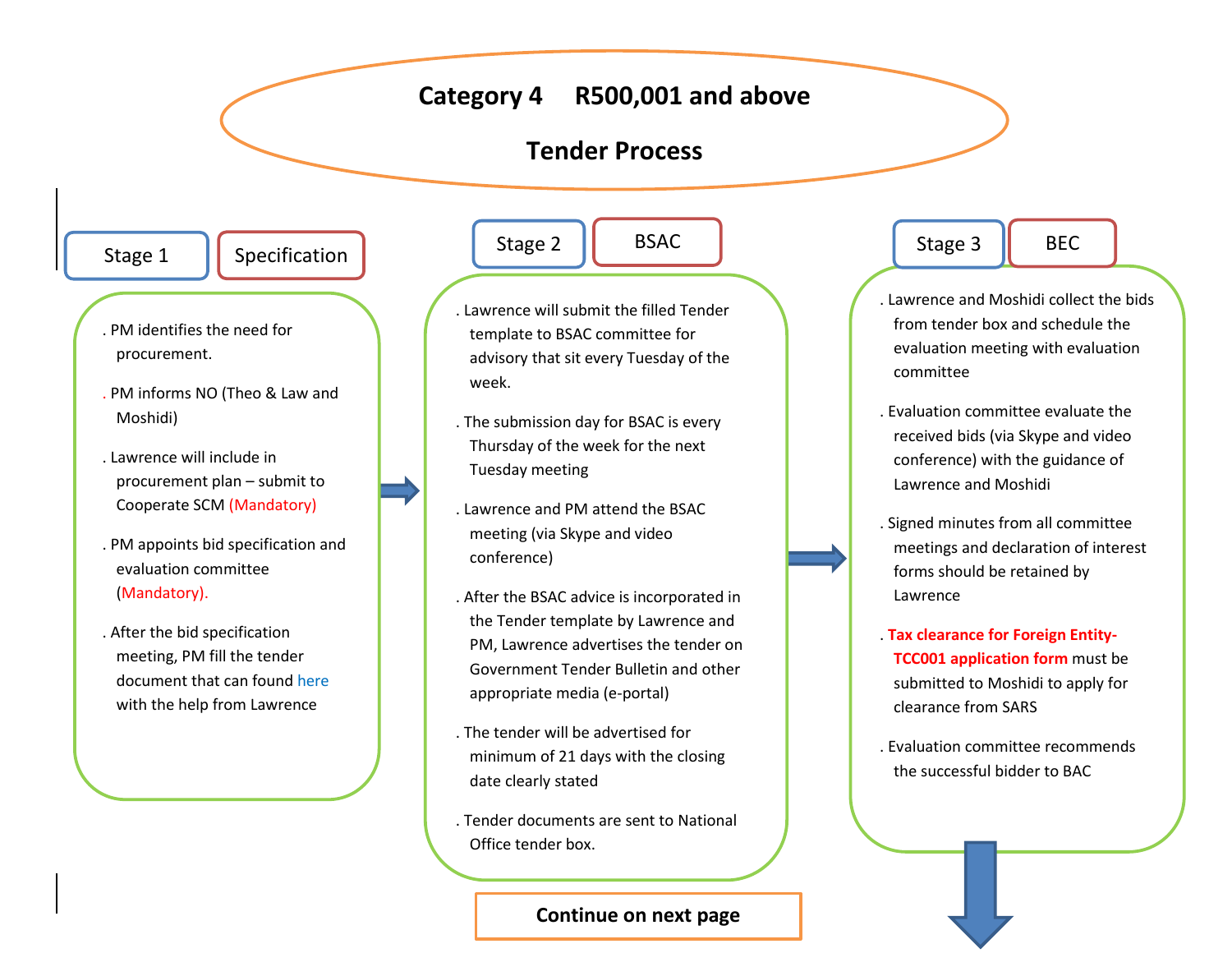# Category 4 R500,001 and above

## Tender Process

### Stage 1 – Specification

- PM identifies the need for procurement.
- PM informs NO (Theo & Law and Moshidi)
- Lawrence will include in procurement plan – submit to Cooperate SCM (Mandatory)
- PM appoints bid specification and evaluation committee (Mandatory).
- After the bid specification meeting, PM fill the tender document that can found here with the help from Lawrence

### Stage 2 – BSAC

- Lawrence will submit the filled Tender template to BSAC committee for advisory that sit every Tuesday of the week.
- The submission day for BSAC is every Thursday of the week for the next Tuesday meeting
- Lawrence and PM attend the BSAC meeting (via Skype and video conference)
- After the BSAC advice is incorporated in the Tender template by Lawrence and PM, Lawrence advertises the tender on Government Tender Bulletin and other appropriate media (e-portal)
- The tender will be advertised for minimum of 21 days with the closing date clearly stated
- Tender documents are sent to National Office tender box.

### Stage 3 – BEC

- Lawrence and Moshidi collect the bids from tender box and schedule the evaluation meeting with evaluation committee
- Evaluation committee evaluate the received bids (via Skype and video conference) with the guidance of Lawrence and Moshidi
- Signed minutes from all committee meetings and declaration of interest forms should be retained by Lawrence
- **Tax clearance for Foreign Entity-TCC001 application form** must be submitted to Moshidi to apply for clearance from SARS
- Evaluation committee recommends the successful bidder to BAC

**Continue on next page**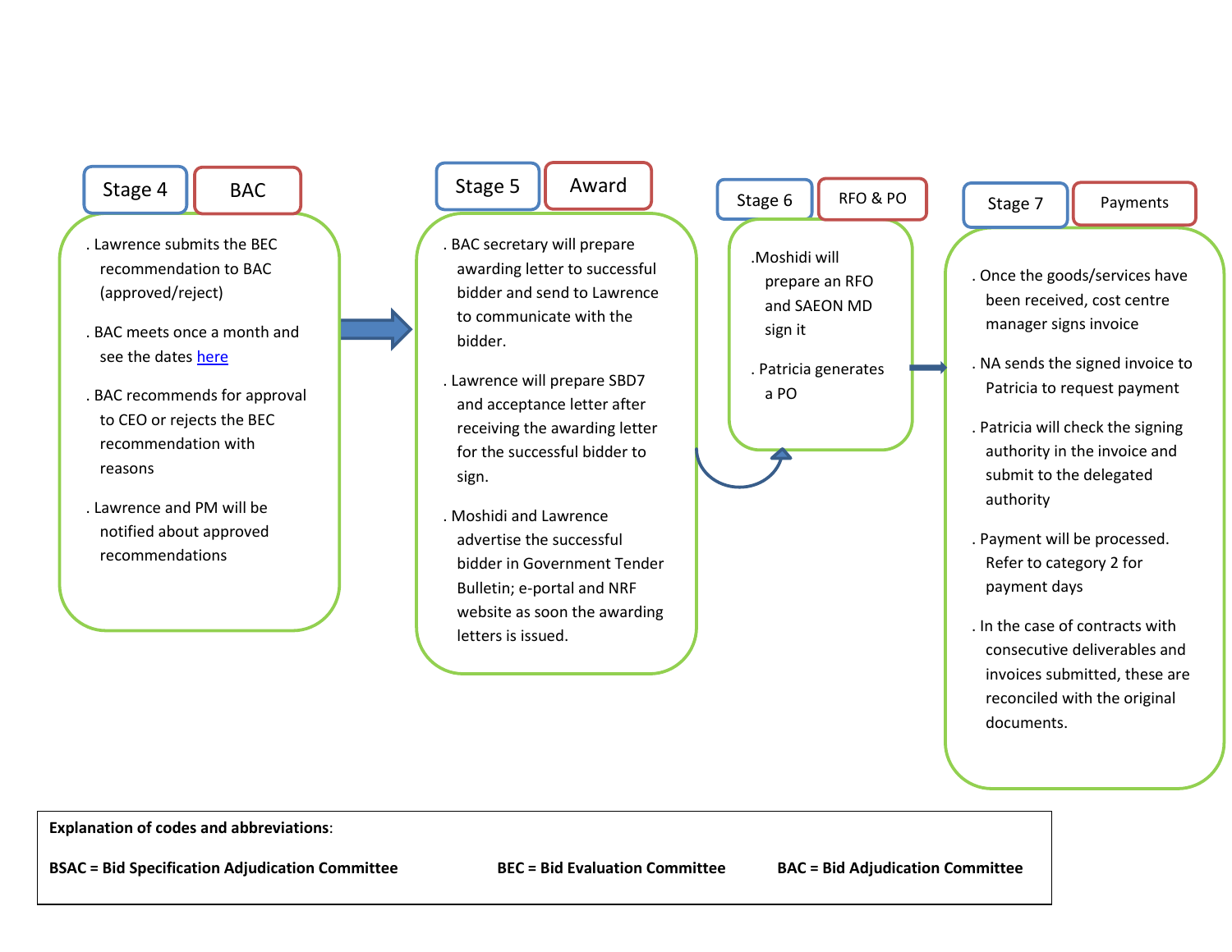## Stage 4 — BAC

- Lawrence submits the BEC recommendation to BAC (approved/reject)
- BAC meets once a month and see the dates here
- BAC recommends for approval to CEO or rejects the BEC recommendation with reasons
- Lawrence and PM will be notified about approved recommendations

## Stage 5 — Award

- BAC secretary will prepare awarding letter to successful bidder and send to Lawrence to communicate with the bidder.
- Lawrence will prepare SBD7 and acceptance letter after receiving the awarding letter for the successful bidder to sign.
- Moshidi and Lawrence advertise the successful bidder in Government Tender Bulletin; e-portal and NRF website as soon the awarding letters is issued.

## Stage 6 — RFO & PO

- Moshidi will prepare an RFO and SAEON MD sign it
- Patricia generates a PO

## Stage 7 — Payments

- Once the goods/services have been received, cost centre manager signs invoice
- NA sends the signed invoice to Patricia to request payment
- Patricia will check the signing authority in the invoice and submit to the delegated authority
- Payment will be processed. Refer to category 2 for payment days
- In the case of contracts with consecutive deliverables and invoices submitted, these are reconciled with the original documents.

**Explanation of codes and abbreviations**:

**BSAC = Bid Specification Adjudication Committee**

**BEC = Bid Evaluation Committee**

**BAC = Bid Adjudication Committee**